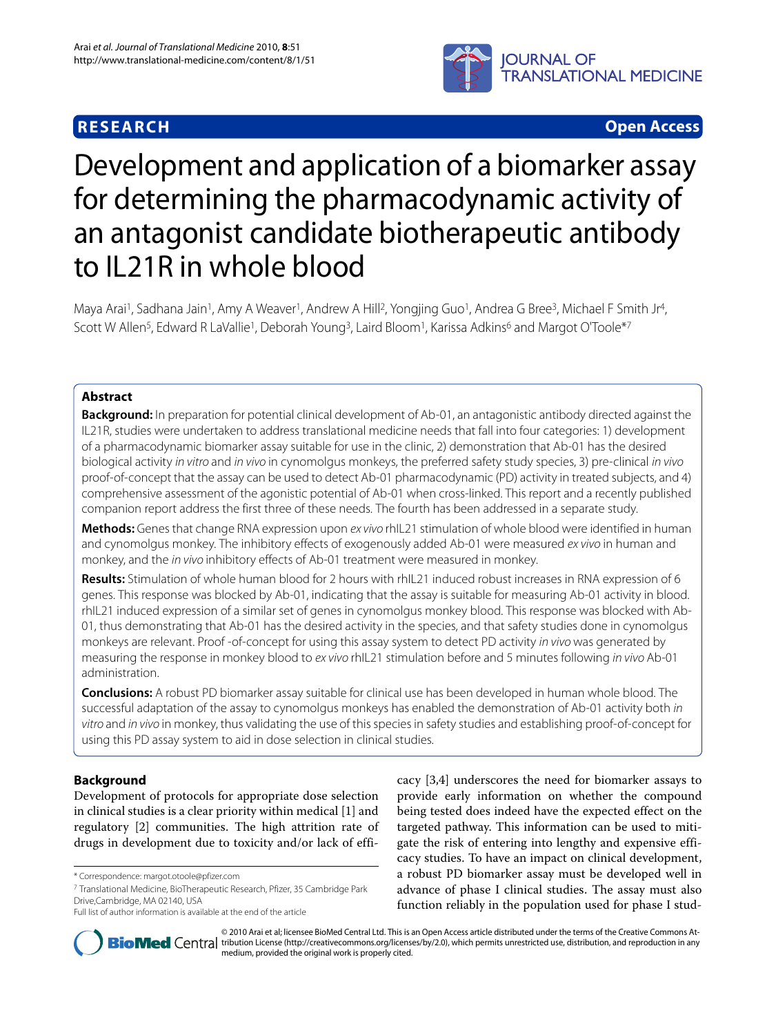**RESEARCH** **Open Access**

# Development and application of a biomarker assay for determining the pharmacodynamic activity of an antagonist candidate biotherapeutic antibody to IL21R in whole blood

Maya Arai[1], Sadhana Jain[1], Amy A Weaver[1], Andrew A Hill[2], Yongjing Guo[1], Andrea G Bree[3], Michael F Smith Jr[4], Scott W Allen[5], Edward R LaVallie[1], Deborah Young[3], Laird Bloom[1], Karissa Adkins[6] and Margot O'Toole*[7]

## Abstract

**Background:** In preparation for potential clinical development of Ab-01, an antagonistic antibody directed against the IL21R, studies were undertaken to address translational medicine needs that fall into four categories: 1) development of a pharmacodynamic biomarker assay suitable for use in the clinic, 2) demonstration that Ab-01 has the desired biological activity *in vitro* and *in vivo* in cynomolgus monkeys, the preferred safety study species, 3) pre-clinical *in vivo* proof-of-concept that the assay can be used to detect Ab-01 pharmacodynamic (PD) activity in treated subjects, and 4) comprehensive assessment of the agonistic potential of Ab-01 when cross-linked. This report and a recently published companion report address the first three of these needs. The fourth has been addressed in a separate study.

**Methods:** Genes that change RNA expression upon *ex vivo* rhIL21 stimulation of whole blood were identified in human and cynomolgus monkey. The inhibitory effects of exogenously added Ab-01 were measured *ex vivo* in human and monkey, and the *in vivo* inhibitory effects of Ab-01 treatment were measured in monkey.

**Results:** Stimulation of whole human blood for 2 hours with rhIL21 induced robust increases in RNA expression of 6 genes. This response was blocked by Ab-01, indicating that the assay is suitable for measuring Ab-01 activity in blood. rhIL21 induced expression of a similar set of genes in cynomolgus monkey blood. This response was blocked with Ab-01, thus demonstrating that Ab-01 has the desired activity in the species, and that safety studies done in cynomolgus monkeys are relevant. Proof -of-concept for using this assay system to detect PD activity *in vivo* was generated by measuring the response in monkey blood to *ex vivo* rhIL21 stimulation before and 5 minutes following *in vivo* Ab-01 administration.

**Conclusions:** A robust PD biomarker assay suitable for clinical use has been developed in human whole blood. The successful adaptation of the assay to cynomolgus monkeys has enabled the demonstration of Ab-01 activity both *in vitro* and *in vivo* in monkey, thus validating the use of this species in safety studies and establishing proof-of-concept for using this PD assay system to aid in dose selection in clinical studies.

## Background

Development of protocols for appropriate dose selection in clinical studies is a clear priority within medical [1] and regulatory [2] communities. The high attrition rate of drugs in development due to toxicity and/or lack of efficacy [3,4] underscores the need for biomarker assays to provide early information on whether the compound being tested does indeed have the expected effect on the targeted pathway. This information can be used to mitigate the risk of entering into lengthy and expensive efficacy studies. To have an impact on clinical development, a robust PD biomarker assay must be developed well in advance of phase I clinical studies. The assay must also function reliably in the population used for phase I stud-

\* Correspondence: margot.otoole@pfizer.com

[7] Translational Medicine, BioTherapeutic Research, Pfizer, 35 Cambridge Park Drive,Cambridge, MA 02140, USA

Full list of author information is available at the end of the article

© 2010 Arai et al; licensee BioMed Central Ltd. This is an Open Access article distributed under the terms of the Creative Commons Attribution License (http://creativecommons.org/licenses/by/2.0), which permits unrestricted use, distribution, and reproduction in any medium, provided the original work is properly cited.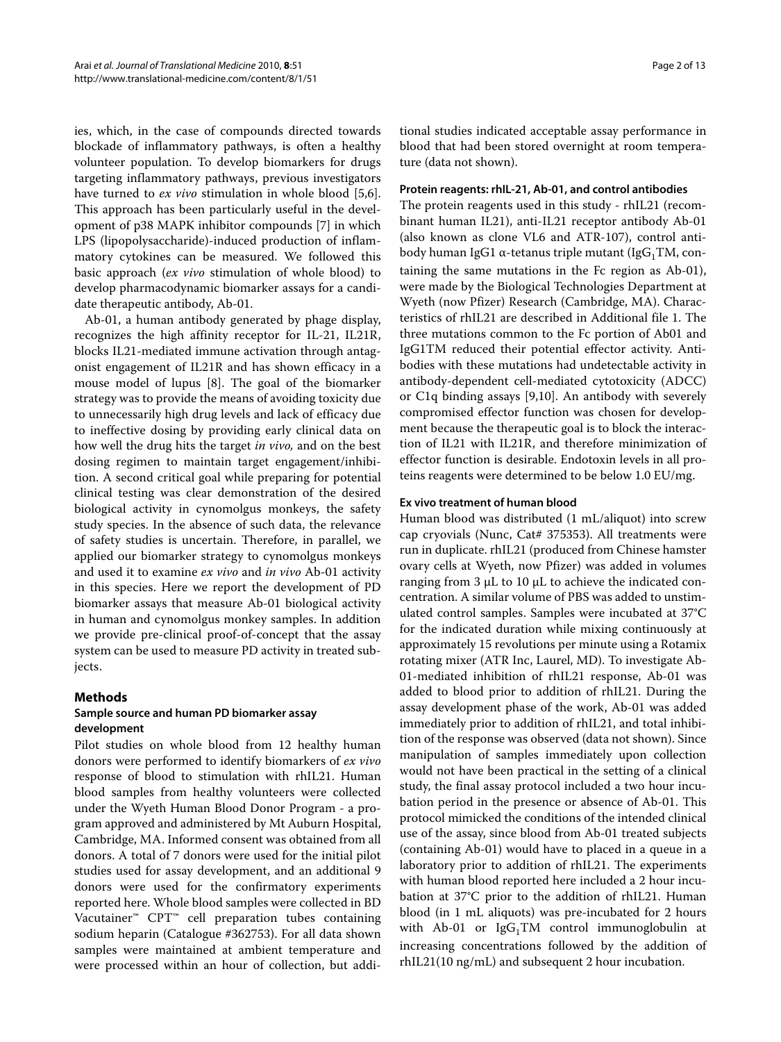ies, which, in the case of compounds directed towards blockade of inflammatory pathways, is often a healthy volunteer population. To develop biomarkers for drugs targeting inflammatory pathways, previous investigators have turned to *ex vivo* stimulation in whole blood [5,6]. This approach has been particularly useful in the development of p38 MAPK inhibitor compounds [7] in which LPS (lipopolysaccharide)-induced production of inflammatory cytokines can be measured. We followed this basic approach (*ex vivo* stimulation of whole blood) to develop pharmacodynamic biomarker assays for a candidate therapeutic antibody, Ab-01.

Ab-01, a human antibody generated by phage display, recognizes the high affinity receptor for IL-21, IL21R, blocks IL21-mediated immune activation through antagonist engagement of IL21R and has shown efficacy in a mouse model of lupus [8]. The goal of the biomarker strategy was to provide the means of avoiding toxicity due to unnecessarily high drug levels and lack of efficacy due to ineffective dosing by providing early clinical data on how well the drug hits the target *in vivo,* and on the best dosing regimen to maintain target engagement/inhibition. A second critical goal while preparing for potential clinical testing was clear demonstration of the desired biological activity in cynomolgus monkeys, the safety study species. In the absence of such data, the relevance of safety studies is uncertain. Therefore, in parallel, we applied our biomarker strategy to cynomolgus monkeys and used it to examine *ex vivo* and *in vivo* Ab-01 activity in this species. Here we report the development of PD biomarker assays that measure Ab-01 biological activity in human and cynomolgus monkey samples. In addition we provide pre-clinical proof-of-concept that the assay system can be used to measure PD activity in treated subjects.

## Methods

### Sample source and human PD biomarker assay development

Pilot studies on whole blood from 12 healthy human donors were performed to identify biomarkers of *ex vivo* response of blood to stimulation with rhIL21. Human blood samples from healthy volunteers were collected under the Wyeth Human Blood Donor Program - a program approved and administered by Mt Auburn Hospital, Cambridge, MA. Informed consent was obtained from all donors. A total of 7 donors were used for the initial pilot studies used for assay development, and an additional 9 donors were used for the confirmatory experiments reported here. Whole blood samples were collected in BD Vacutainer™ CPT™ cell preparation tubes containing sodium heparin (Catalogue #362753). For all data shown samples were maintained at ambient temperature and were processed within an hour of collection, but additional studies indicated acceptable assay performance in blood that had been stored overnight at room temperature (data not shown).

### Protein reagents: rhIL-21, Ab-01, and control antibodies

The protein reagents used in this study - rhIL21 (recombinant human IL21), anti-IL21 receptor antibody Ab-01 (also known as clone VL6 and ATR-107), control antibody human IgG1 α-tetanus triple mutant ($IgG_1$TM, containing the same mutations in the Fc region as Ab-01), were made by the Biological Technologies Department at Wyeth (now Pfizer) Research (Cambridge, MA). Characteristics of rhIL21 are described in Additional file 1. The three mutations common to the Fc portion of Ab01 and IgG1TM reduced their potential effector activity. Antibodies with these mutations had undetectable activity in antibody-dependent cell-mediated cytotoxicity (ADCC) or C1q binding assays [9,10]. An antibody with severely compromised effector function was chosen for development because the therapeutic goal is to block the interaction of IL21 with IL21R, and therefore minimization of effector function is desirable. Endotoxin levels in all proteins reagents were determined to be below 1.0 EU/mg.

### Ex vivo treatment of human blood

Human blood was distributed (1 mL/aliquot) into screw cap cryovials (Nunc, Cat# 375353). All treatments were run in duplicate. rhIL21 (produced from Chinese hamster ovary cells at Wyeth, now Pfizer) was added in volumes ranging from 3 μL to 10 μL to achieve the indicated concentration. A similar volume of PBS was added to unstimulated control samples. Samples were incubated at 37°C for the indicated duration while mixing continuously at approximately 15 revolutions per minute using a Rotamix rotating mixer (ATR Inc, Laurel, MD). To investigate Ab-01-mediated inhibition of rhIL21 response, Ab-01 was added to blood prior to addition of rhIL21. During the assay development phase of the work, Ab-01 was added immediately prior to addition of rhIL21, and total inhibition of the response was observed (data not shown). Since manipulation of samples immediately upon collection would not have been practical in the setting of a clinical study, the final assay protocol included a two hour incubation period in the presence or absence of Ab-01. This protocol mimicked the conditions of the intended clinical use of the assay, since blood from Ab-01 treated subjects (containing Ab-01) would have to placed in a queue in a laboratory prior to addition of rhIL21. The experiments with human blood reported here included a 2 hour incubation at 37°C prior to the addition of rhIL21. Human blood (in 1 mL aliquots) was pre-incubated for 2 hours with Ab-01 or $IgG_1$TM control immunoglobulin at increasing concentrations followed by the addition of rhIL21(10 ng/mL) and subsequent 2 hour incubation.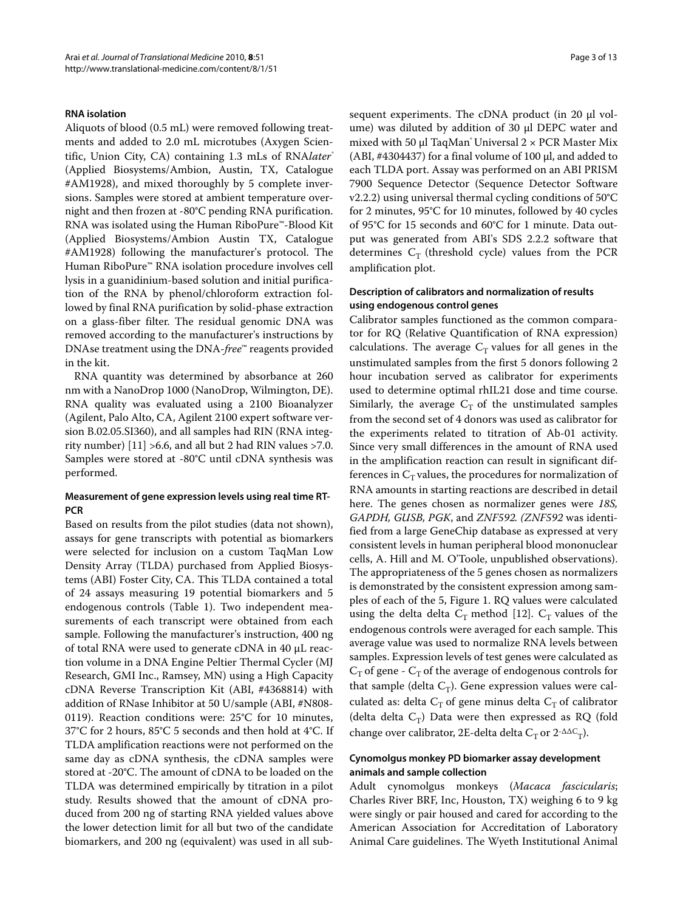### RNA isolation

Aliquots of blood (0.5 mL) were removed following treatments and added to 2.0 mL microtubes (Axygen Scientific, Union City, CA) containing 1.3 mLs of RNA*later*® (Applied Biosystems/Ambion, Austin, TX, Catalogue #AM1928), and mixed thoroughly by 5 complete inversions. Samples were stored at ambient temperature overnight and then frozen at -80°C pending RNA purification. RNA was isolated using the Human RiboPure™-Blood Kit (Applied Biosystems/Ambion Austin TX, Catalogue #AM1928) following the manufacturer's protocol. The Human RiboPure™ RNA isolation procedure involves cell lysis in a guanidinium-based solution and initial purification of the RNA by phenol/chloroform extraction followed by final RNA purification by solid-phase extraction on a glass-fiber filter. The residual genomic DNA was removed according to the manufacturer's instructions by DNAse treatment using the DNA-*free*™ reagents provided in the kit.

RNA quantity was determined by absorbance at 260 nm with a NanoDrop 1000 (NanoDrop, Wilmington, DE). RNA quality was evaluated using a 2100 Bioanalyzer (Agilent, Palo Alto, CA, Agilent 2100 expert software version B.02.05.SI360), and all samples had RIN (RNA integrity number) [11] >6.6, and all but 2 had RIN values >7.0. Samples were stored at -80°C until cDNA synthesis was performed.

### Measurement of gene expression levels using real time RT-PCR

Based on results from the pilot studies (data not shown), assays for gene transcripts with potential as biomarkers were selected for inclusion on a custom TaqMan Low Density Array (TLDA) purchased from Applied Biosystems (ABI) Foster City, CA. This TLDA contained a total of 24 assays measuring 19 potential biomarkers and 5 endogenous controls (Table 1). Two independent measurements of each transcript were obtained from each sample. Following the manufacturer's instruction, 400 ng of total RNA were used to generate cDNA in 40 μL reaction volume in a DNA Engine Peltier Thermal Cycler (MJ Research, GMI Inc., Ramsey, MN) using a High Capacity cDNA Reverse Transcription Kit (ABI, #4368814) with addition of RNase Inhibitor at 50 U/sample (ABI, #N808-0119). Reaction conditions were: 25°C for 10 minutes, 37°C for 2 hours, 85°C 5 seconds and then hold at 4°C. If TLDA amplification reactions were not performed on the same day as cDNA synthesis, the cDNA samples were stored at -20°C. The amount of cDNA to be loaded on the TLDA was determined empirically by titration in a pilot study. Results showed that the amount of cDNA produced from 200 ng of starting RNA yielded values above the lower detection limit for all but two of the candidate biomarkers, and 200 ng (equivalent) was used in all subsequent experiments. The cDNA product (in 20 μl volume) was diluted by addition of 30 μl DEPC water and mixed with 50 μl TaqMan® Universal 2 × PCR Master Mix (ABI, #4304437) for a final volume of 100 μl, and added to each TLDA port. Assay was performed on an ABI PRISM 7900 Sequence Detector (Sequence Detector Software v2.2.2) using universal thermal cycling conditions of 50°C for 2 minutes, 95°C for 10 minutes, followed by 40 cycles of 95°C for 15 seconds and 60°C for 1 minute. Data output was generated from ABI's SDS 2.2.2 software that determines $C_T$ (threshold cycle) values from the PCR amplification plot.

### Description of calibrators and normalization of results using endogenous control genes

Calibrator samples functioned as the common comparator for RQ (Relative Quantification of RNA expression) calculations. The average $C_T$ values for all genes in the unstimulated samples from the first 5 donors following 2 hour incubation served as calibrator for experiments used to determine optimal rhIL21 dose and time course. Similarly, the average $C_T$ of the unstimulated samples from the second set of 4 donors was used as calibrator for the experiments related to titration of Ab-01 activity. Since very small differences in the amount of RNA used in the amplification reaction can result in significant differences in $C_T$ values, the procedures for normalization of RNA amounts in starting reactions are described in detail here. The genes chosen as normalizer genes were *18S, GAPDH, GUSB, PGK*, and *ZNF592. (ZNF592* was identified from a large GeneChip database as expressed at very consistent levels in human peripheral blood mononuclear cells, A. Hill and M. O'Toole, unpublished observations). The appropriateness of the 5 genes chosen as normalizers is demonstrated by the consistent expression among samples of each of the 5, Figure 1. RQ values were calculated using the delta delta $C_T$ method [12]. $C_T$ values of the endogenous controls were averaged for each sample. This average value was used to normalize RNA levels between samples. Expression levels of test genes were calculated as $C_T$ of gene - $C_T$ of the average of endogenous controls for that sample (delta $C_T$). Gene expression values were calculated as: delta $C_T$ of gene minus delta $C_T$ of calibrator (delta delta $C_T$) Data were then expressed as RQ (fold change over calibrator, 2E-delta delta $C_T$ or $2^{-\Delta\Delta C_T}$).

### Cynomolgus monkey PD biomarker assay development animals and sample collection

Adult cynomolgus monkeys (*Macaca fascicularis*; Charles River BRF, Inc, Houston, TX) weighing 6 to 9 kg were singly or pair housed and cared for according to the American Association for Accreditation of Laboratory Animal Care guidelines. The Wyeth Institutional Animal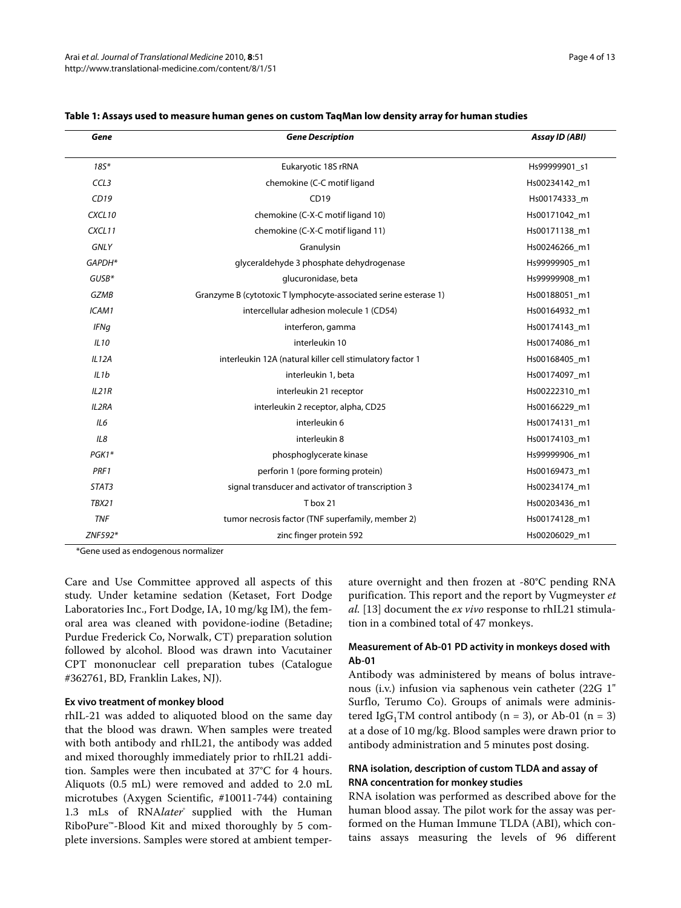**Table 1: Assays used to measure human genes on custom TaqMan low density array for human studies**

| *Gene* | *Gene Description* | *Assay ID (ABI)* |
|---|---|---|
| *18S** | Eukaryotic 18S rRNA | Hs99999901_s1 |
| *CCL3* | chemokine (C-C motif ligand | Hs00234142_m1 |
| *CD19* | CD19 | Hs00174333_m |
| *CXCL10* | chemokine (C-X-C motif ligand 10) | Hs00171042_m1 |
| *CXCL11* | chemokine (C-X-C motif ligand 11) | Hs00171138_m1 |
| *GNLY* | Granulysin | Hs00246266_m1 |
| *GAPDH** | glyceraldehyde 3 phosphate dehydrogenase | Hs99999905_m1 |
| *GUSB** | glucuronidase, beta | Hs99999908_m1 |
| *GZMB* | Granzyme B (cytotoxic T lymphocyte-associated serine esterase 1) | Hs00188051_m1 |
| *ICAM1* | intercellular adhesion molecule 1 (CD54) | Hs00164932_m1 |
| *IFNg* | interferon, gamma | Hs00174143_m1 |
| *IL10* | interleukin 10 | Hs00174086_m1 |
| *IL12A* | interleukin 12A (natural killer cell stimulatory factor 1 | Hs00168405_m1 |
| *IL1b* | interleukin 1, beta | Hs00174097_m1 |
| *IL21R* | interleukin 21 receptor | Hs00222310_m1 |
| *IL2RA* | interleukin 2 receptor, alpha, CD25 | Hs00166229_m1 |
| *IL6* | interleukin 6 | Hs00174131_m1 |
| *IL8* | interleukin 8 | Hs00174103_m1 |
| *PGK1** | phosphoglycerate kinase | Hs99999906_m1 |
| *PRF1* | perforin 1 (pore forming protein) | Hs00169473_m1 |
| *STAT3* | signal transducer and activator of transcription 3 | Hs00234174_m1 |
| *TBX21* | T box 21 | Hs00203436_m1 |
| *TNF* | tumor necrosis factor (TNF superfamily, member 2) | Hs00174128_m1 |
| *ZNF592** | zinc finger protein 592 | Hs00206029_m1 |

*Gene used as endogenous normalizer

Care and Use Committee approved all aspects of this study. Under ketamine sedation (Ketaset, Fort Dodge Laboratories Inc., Fort Dodge, IA, 10 mg/kg IM), the femoral area was cleaned with povidone-iodine (Betadine; Purdue Frederick Co, Norwalk, CT) preparation solution followed by alcohol. Blood was drawn into Vacutainer CPT mononuclear cell preparation tubes (Catalogue #362761, BD, Franklin Lakes, NJ).

#### Ex vivo treatment of monkey blood

rhIL-21 was added to aliquoted blood on the same day that the blood was drawn. When samples were treated with both antibody and rhIL21, the antibody was added and mixed thoroughly immediately prior to rhIL21 addition. Samples were then incubated at 37°C for 4 hours. Aliquots (0.5 mL) were removed and added to 2.0 mL microtubes (Axygen Scientific, #10011-744) containing 1.3 mLs of RNA*later*® supplied with the Human RiboPure™-Blood Kit and mixed thoroughly by 5 complete inversions. Samples were stored at ambient temperature overnight and then frozen at -80°C pending RNA purification. This report and the report by Vugmeyster *et al.* [13] document the *ex vivo* response to rhIL21 stimulation in a combined total of 47 monkeys.

#### Measurement of Ab-01 PD activity in monkeys dosed with Ab-01

Antibody was administered by means of bolus intravenous (i.v.) infusion via saphenous vein catheter (22G 1" Surflo, Terumo Co). Groups of animals were administered $IgG_1$TM control antibody (n = 3), or Ab-01 (n = 3) at a dose of 10 mg/kg. Blood samples were drawn prior to antibody administration and 5 minutes post dosing.

#### RNA isolation, description of custom TLDA and assay of RNA concentration for monkey studies

RNA isolation was performed as described above for the human blood assay. The pilot work for the assay was performed on the Human Immune TLDA (ABI), which contains assays measuring the levels of 96 different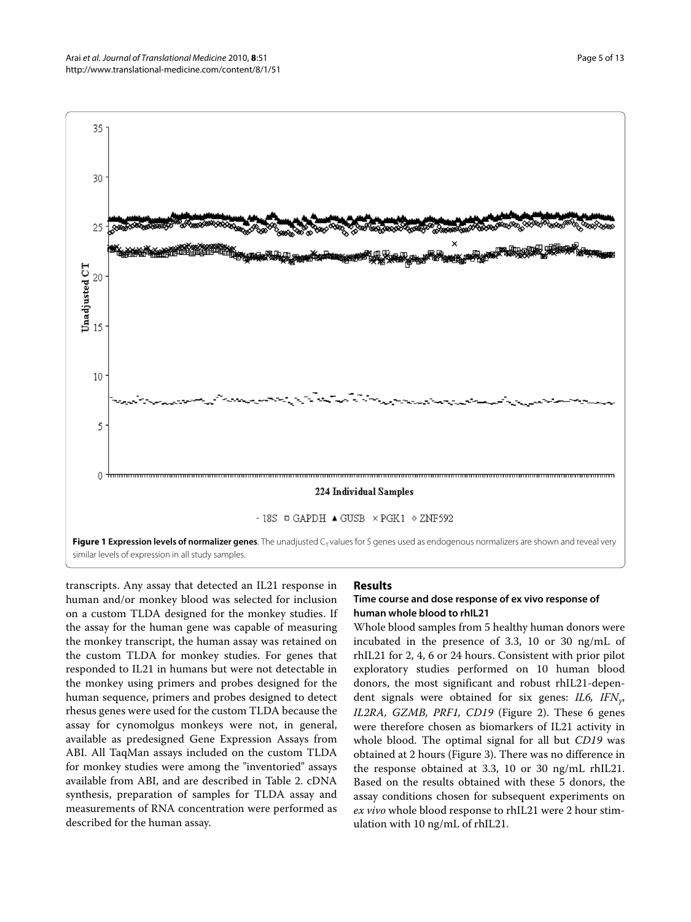**Figure 1 Expression levels of normalizer genes**. The unadjusted $C_T$ values for 5 genes used as endogenous normalizers are shown and reveal very similar levels of expression in all study samples.

transcripts. Any assay that detected an IL21 response in human and/or monkey blood was selected for inclusion on a custom TLDA designed for the monkey studies. If the assay for the human gene was capable of measuring the monkey transcript, the human assay was retained on the custom TLDA for monkey studies. For genes that responded to IL21 in humans but were not detectable in the monkey using primers and probes designed for the human sequence, primers and probes designed to detect rhesus genes were used for the custom TLDA because the assay for cynomolgus monkeys were not, in general, available as predesigned Gene Expression Assays from ABI. All TaqMan assays included on the custom TLDA for monkey studies were among the "inventoried" assays available from ABI, and are described in Table 2. cDNA synthesis, preparation of samples for TLDA assay and measurements of RNA concentration were performed as described for the human assay.

## Results

### Time course and dose response of ex vivo response of human whole blood to rhIL21

Whole blood samples from 5 healthy human donors were incubated in the presence of 3.3, 10 or 30 ng/mL of rhIL21 for 2, 4, 6 or 24 hours. Consistent with prior pilot exploratory studies performed on 10 human blood donors, the most significant and robust rhIL21-dependent signals were obtained for six genes: *IL6, IFN$_\gamma$, IL2RA, GZMB, PRF1, CD19* (Figure 2). These 6 genes were therefore chosen as biomarkers of IL21 activity in whole blood. The optimal signal for all but *CD19* was obtained at 2 hours (Figure 3). There was no difference in the response obtained at 3.3, 10 or 30 ng/mL rhIL21. Based on the results obtained with these 5 donors, the assay conditions chosen for subsequent experiments on *ex vivo* whole blood response to rhIL21 were 2 hour stimulation with 10 ng/mL of rhIL21.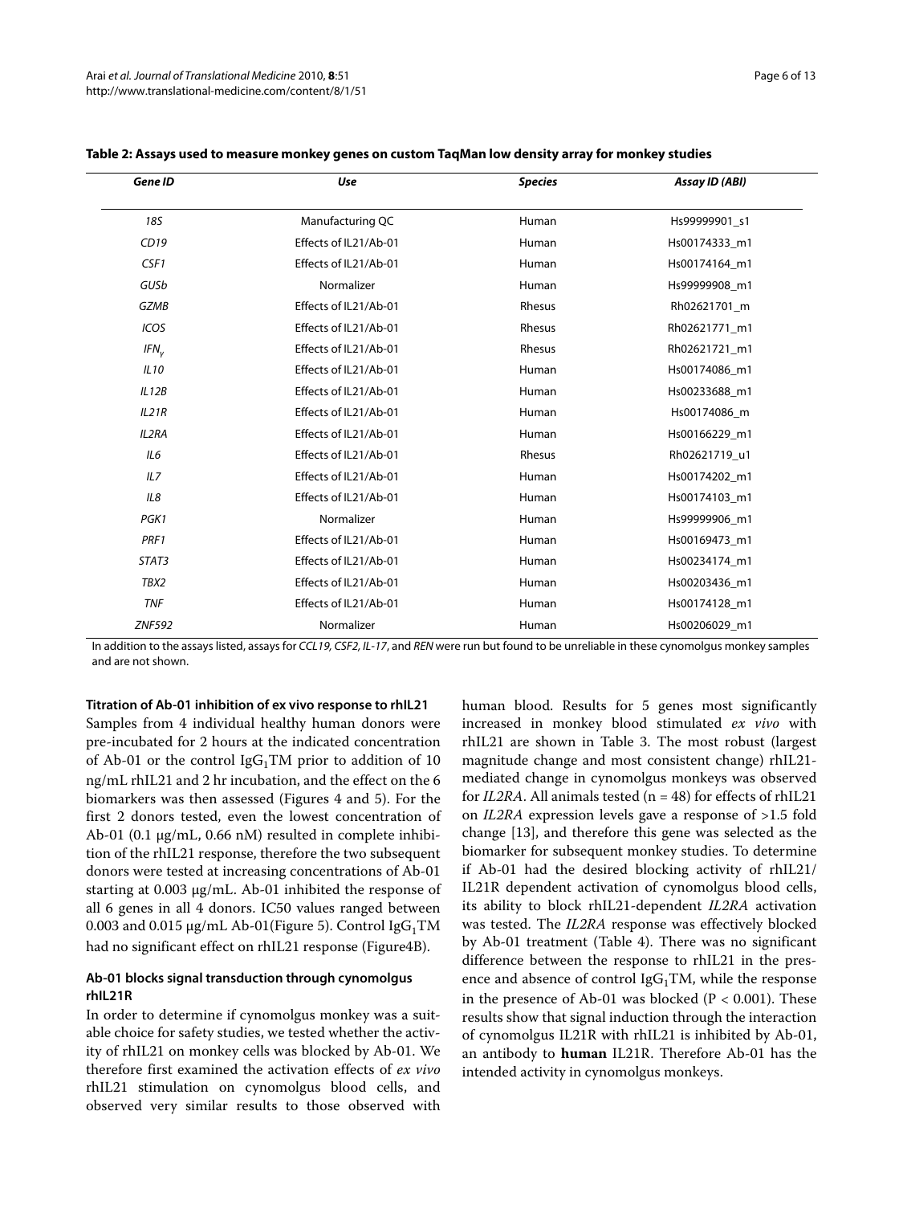**Table 2: Assays used to measure monkey genes on custom TaqMan low density array for monkey studies**

| Gene ID | Use | Species | Assay ID (ABI) |
|---|---|---|---|
| *18S* | Manufacturing QC | Human | Hs99999901_s1 |
| *CD19* | Effects of IL21/Ab-01 | Human | Hs00174333_m1 |
| *CSF1* | Effects of IL21/Ab-01 | Human | Hs00174164_m1 |
| *GUSb* | Normalizer | Human | Hs99999908_m1 |
| *GZMB* | Effects of IL21/Ab-01 | Rhesus | Rh02621701_m |
| *ICOS* | Effects of IL21/Ab-01 | Rhesus | Rh02621771_m1 |
| $IFN_{\gamma}$ | Effects of IL21/Ab-01 | Rhesus | Rh02621721_m1 |
| *IL10* | Effects of IL21/Ab-01 | Human | Hs00174086_m1 |
| *IL12B* | Effects of IL21/Ab-01 | Human | Hs00233688_m1 |
| *IL21R* | Effects of IL21/Ab-01 | Human | Hs00174086_m |
| *IL2RA* | Effects of IL21/Ab-01 | Human | Hs00166229_m1 |
| *IL6* | Effects of IL21/Ab-01 | Rhesus | Rh02621719_u1 |
| *IL7* | Effects of IL21/Ab-01 | Human | Hs00174202_m1 |
| *IL8* | Effects of IL21/Ab-01 | Human | Hs00174103_m1 |
| *PGK1* | Normalizer | Human | Hs99999906_m1 |
| *PRF1* | Effects of IL21/Ab-01 | Human | Hs00169473_m1 |
| *STAT3* | Effects of IL21/Ab-01 | Human | Hs00234174_m1 |
| *TBX2* | Effects of IL21/Ab-01 | Human | Hs00203436_m1 |
| *TNF* | Effects of IL21/Ab-01 | Human | Hs00174128_m1 |
| *ZNF592* | Normalizer | Human | Hs00206029_m1 |

In addition to the assays listed, assays for *CCL19, CSF2, IL-17*, and *REN* were run but found to be unreliable in these cynomolgus monkey samples and are not shown.

#### Titration of Ab-01 inhibition of ex vivo response to rhIL21

Samples from 4 individual healthy human donors were pre-incubated for 2 hours at the indicated concentration of Ab-01 or the control $IgG_1$TM prior to addition of 10 ng/mL rhIL21 and 2 hr incubation, and the effect on the 6 biomarkers was then assessed (Figures 4 and 5). For the first 2 donors tested, even the lowest concentration of Ab-01 (0.1 μg/mL, 0.66 nM) resulted in complete inhibition of the rhIL21 response, therefore the two subsequent donors were tested at increasing concentrations of Ab-01 starting at 0.003 μg/mL. Ab-01 inhibited the response of all 6 genes in all 4 donors. IC50 values ranged between 0.003 and 0.015 μg/mL Ab-01(Figure 5). Control $IgG_1$TM had no significant effect on rhIL21 response (Figure4B).

#### Ab-01 blocks signal transduction through cynomolgus rhIL21R

In order to determine if cynomolgus monkey was a suitable choice for safety studies, we tested whether the activity of rhIL21 on monkey cells was blocked by Ab-01. We therefore first examined the activation effects of *ex vivo* rhIL21 stimulation on cynomolgus blood cells, and observed very similar results to those observed with human blood. Results for 5 genes most significantly increased in monkey blood stimulated *ex vivo* with rhIL21 are shown in Table 3. The most robust (largest magnitude change and most consistent change) rhIL21-mediated change in cynomolgus monkeys was observed for *IL2RA*. All animals tested (n = 48) for effects of rhIL21 on *IL2RA* expression levels gave a response of >1.5 fold change [13], and therefore this gene was selected as the biomarker for subsequent monkey studies. To determine if Ab-01 had the desired blocking activity of rhIL21/IL21R dependent activation of cynomolgus blood cells, its ability to block rhIL21-dependent *IL2RA* activation was tested. The *IL2RA* response was effectively blocked by Ab-01 treatment (Table 4). There was no significant difference between the response to rhIL21 in the presence and absence of control $IgG_1$TM, while the response in the presence of Ab-01 was blocked ($P < 0.001$). These results show that signal induction through the interaction of cynomolgus IL21R with rhIL21 is inhibited by Ab-01, an antibody to **human** IL21R. Therefore Ab-01 has the intended activity in cynomolgus monkeys.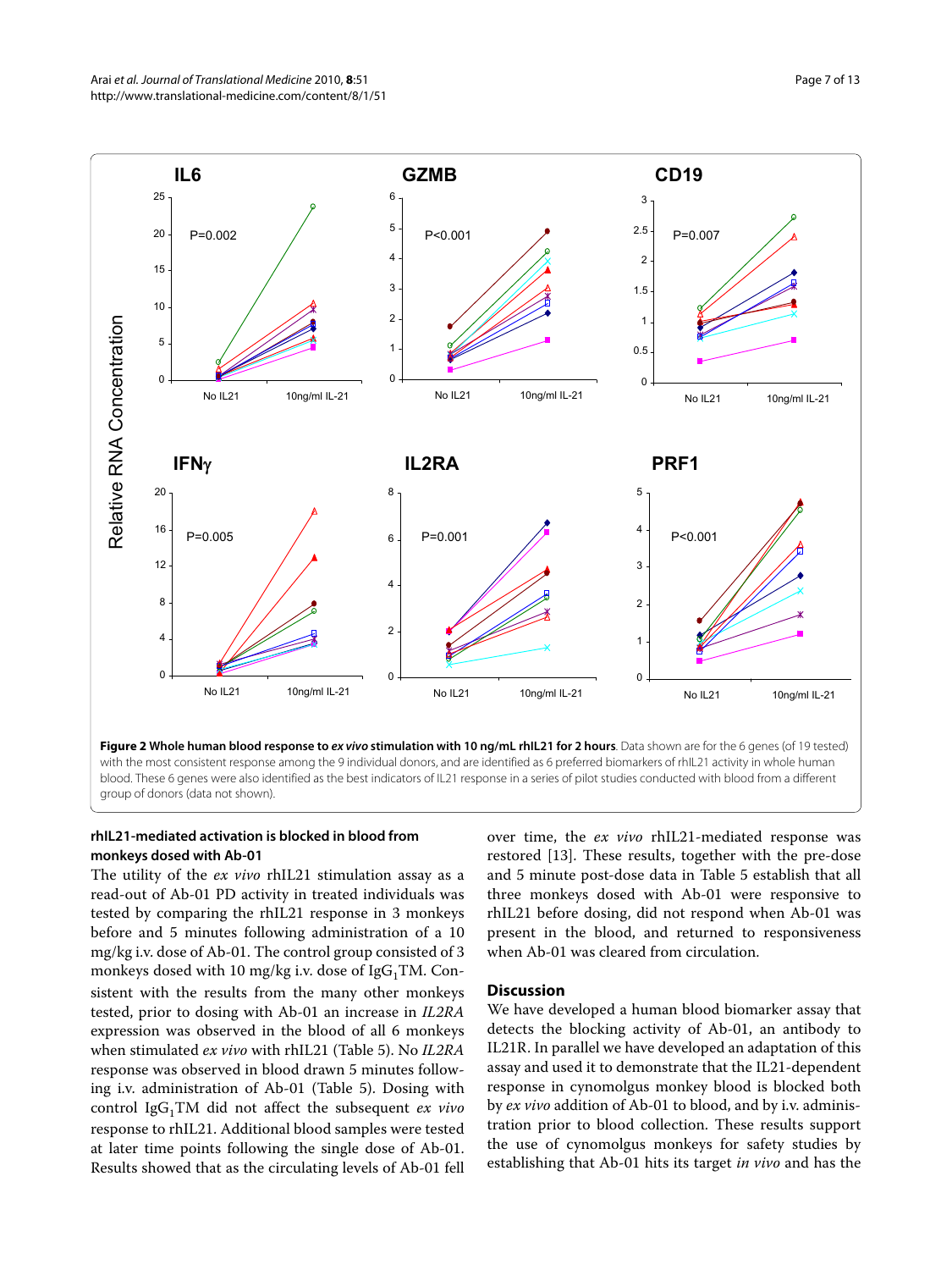**Figure 2 Whole human blood response to *ex vivo* stimulation with 10 ng/mL rhIL21 for 2 hours**. Data shown are for the 6 genes (of 19 tested) with the most consistent response among the 9 individual donors, and are identified as 6 preferred biomarkers of rhIL21 activity in whole human blood. These 6 genes were also identified as the best indicators of IL21 response in a series of pilot studies conducted with blood from a different group of donors (data not shown).

### rhIL21-mediated activation is blocked in blood from monkeys dosed with Ab-01

The utility of the *ex vivo* rhIL21 stimulation assay as a read-out of Ab-01 PD activity in treated individuals was tested by comparing the rhIL21 response in 3 monkeys before and 5 minutes following administration of a 10 mg/kg i.v. dose of Ab-01. The control group consisted of 3 monkeys dosed with 10 mg/kg i.v. dose of $IgG_1$TM. Consistent with the results from the many other monkeys tested, prior to dosing with Ab-01 an increase in *IL2RA* expression was observed in the blood of all 6 monkeys when stimulated *ex vivo* with rhIL21 (Table 5). No *IL2RA* response was observed in blood drawn 5 minutes following i.v. administration of Ab-01 (Table 5). Dosing with control $IgG_1$TM did not affect the subsequent *ex vivo* response to rhIL21. Additional blood samples were tested at later time points following the single dose of Ab-01. Results showed that as the circulating levels of Ab-01 fell over time, the *ex vivo* rhIL21-mediated response was restored [13]. These results, together with the pre-dose and 5 minute post-dose data in Table 5 establish that all three monkeys dosed with Ab-01 were responsive to rhIL21 before dosing, did not respond when Ab-01 was present in the blood, and returned to responsiveness when Ab-01 was cleared from circulation.

## Discussion

We have developed a human blood biomarker assay that detects the blocking activity of Ab-01, an antibody to IL21R. In parallel we have developed an adaptation of this assay and used it to demonstrate that the IL21-dependent response in cynomolgus monkey blood is blocked both by *ex vivo* addition of Ab-01 to blood, and by i.v. administration prior to blood collection. These results support the use of cynomolgus monkeys for safety studies by establishing that Ab-01 hits its target *in vivo* and has the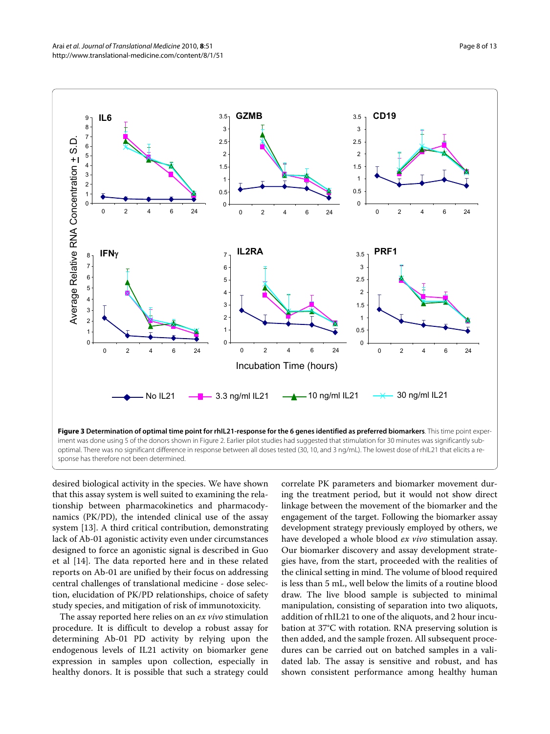**Figure 3 Determination of optimal time point for rhIL21-response for the 6 genes identified as preferred biomarkers**. This time point experiment was done using 5 of the donors shown in Figure 2. Earlier pilot studies had suggested that stimulation for 30 minutes was significantly suboptimal. There was no significant difference in response between all doses tested (30, 10, and 3 ng/mL). The lowest dose of rhIL21 that elicits a response has therefore not been determined.

desired biological activity in the species. We have shown that this assay system is well suited to examining the relationship between pharmacokinetics and pharmacodynamics (PK/PD), the intended clinical use of the assay system [13]. A third critical contribution, demonstrating lack of Ab-01 agonistic activity even under circumstances designed to force an agonistic signal is described in Guo et al [14]. The data reported here and in these related reports on Ab-01 are unified by their focus on addressing central challenges of translational medicine - dose selection, elucidation of PK/PD relationships, choice of safety study species, and mitigation of risk of immunotoxicity.

The assay reported here relies on an *ex vivo* stimulation procedure. It is difficult to develop a robust assay for determining Ab-01 PD activity by relying upon the endogenous levels of IL21 activity on biomarker gene expression in samples upon collection, especially in healthy donors. It is possible that such a strategy could correlate PK parameters and biomarker movement during the treatment period, but it would not show direct linkage between the movement of the biomarker and the engagement of the target. Following the biomarker assay development strategy previously employed by others, we have developed a whole blood *ex vivo* stimulation assay. Our biomarker discovery and assay development strategies have, from the start, proceeded with the realities of the clinical setting in mind. The volume of blood required is less than 5 mL, well below the limits of a routine blood draw. The live blood sample is subjected to minimal manipulation, consisting of separation into two aliquots, addition of rhIL21 to one of the aliquots, and 2 hour incubation at 37°C with rotation. RNA preserving solution is then added, and the sample frozen. All subsequent procedures can be carried out on batched samples in a validated lab. The assay is sensitive and robust, and has shown consistent performance among healthy human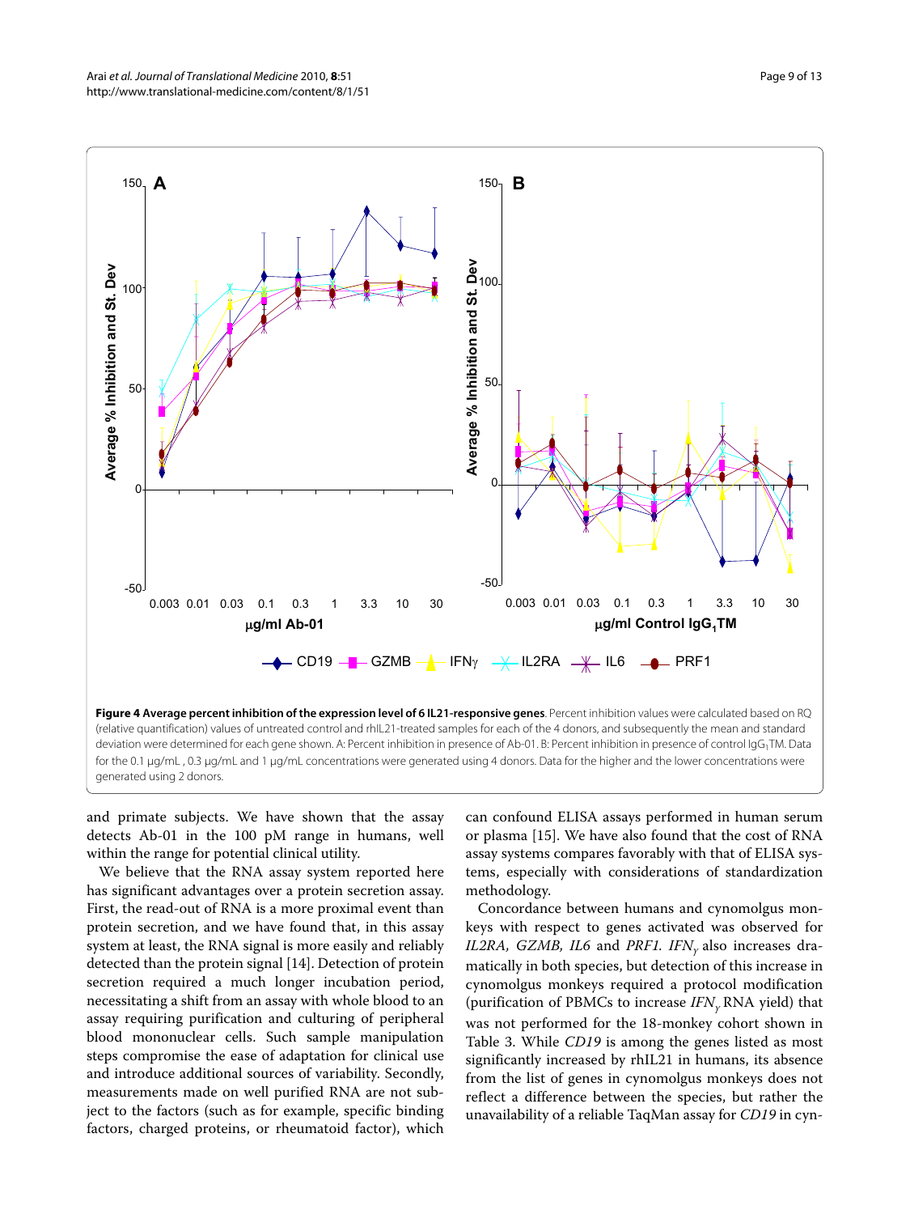**Figure 4 Average percent inhibition of the expression level of 6 IL21-responsive genes**. Percent inhibition values were calculated based on RQ (relative quantification) values of untreated control and rhIL21-treated samples for each of the 4 donors, and subsequently the mean and standard deviation were determined for each gene shown. A: Percent inhibition in presence of Ab-01. B: Percent inhibition in presence of control $IgG_1$TM. Data for the 0.1 μg/mL, 0.3 μg/mL and 1 μg/mL concentrations were generated using 4 donors. Data for the higher and the lower concentrations were generated using 2 donors.

and primate subjects. We have shown that the assay detects Ab-01 in the 100 pM range in humans, well within the range for potential clinical utility.

We believe that the RNA assay system reported here has significant advantages over a protein secretion assay. First, the read-out of RNA is a more proximal event than protein secretion, and we have found that, in this assay system at least, the RNA signal is more easily and reliably detected than the protein signal [14]. Detection of protein secretion required a much longer incubation period, necessitating a shift from an assay with whole blood to an assay requiring purification and culturing of peripheral blood mononuclear cells. Such sample manipulation steps compromise the ease of adaptation for clinical use and introduce additional sources of variability. Secondly, measurements made on well purified RNA are not subject to the factors (such as for example, specific binding factors, charged proteins, or rheumatoid factor), which can confound ELISA assays performed in human serum or plasma [15]. We have also found that the cost of RNA assay systems compares favorably with that of ELISA systems, especially with considerations of standardization methodology.

Concordance between humans and cynomolgus monkeys with respect to genes activated was observed for *IL2RA, GZMB, IL6* and *PRF1*. *IFN*$_\gamma$ also increases dramatically in both species, but detection of this increase in cynomolgus monkeys required a protocol modification (purification of PBMCs to increase *IFN*$_\gamma$ RNA yield) that was not performed for the 18-monkey cohort shown in Table 3. While *CD19* is among the genes listed as most significantly increased by rhIL21 in humans, its absence from the list of genes in cynomolgus monkeys does not reflect a difference between the species, but rather the unavailability of a reliable TaqMan assay for *CD19* in cyn-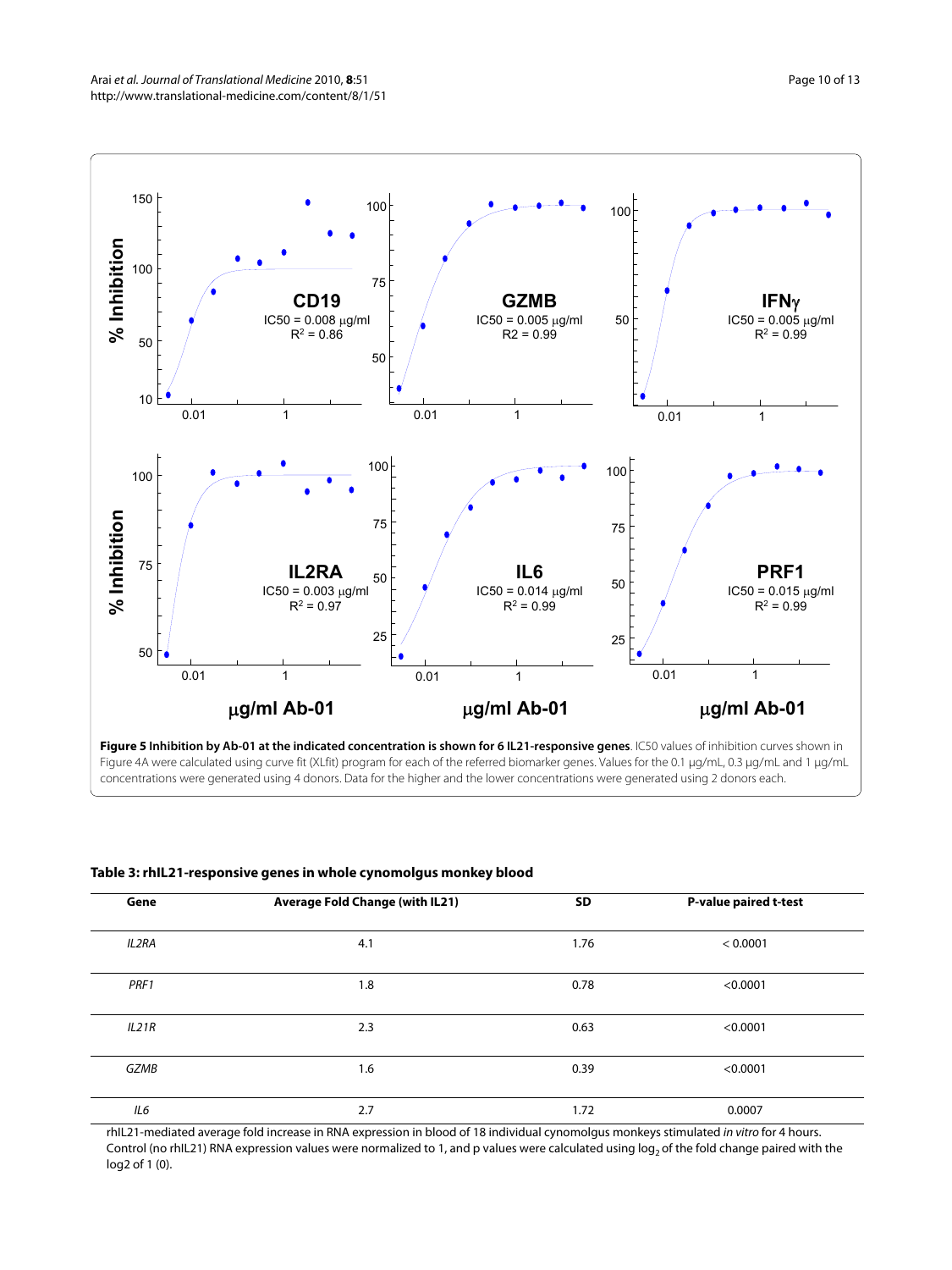**Figure 5 Inhibition by Ab-01 at the indicated concentration is shown for 6 IL21-responsive genes**. IC50 values of inhibition curves shown in Figure 4A were calculated using curve fit (XLfit) program for each of the referred biomarker genes. Values for the 0.1 μg/mL, 0.3 μg/mL and 1 μg/mL concentrations were generated using 4 donors. Data for the higher and the lower concentrations were generated using 2 donors each.

**Table 3: rhIL21-responsive genes in whole cynomolgus monkey blood**

| Gene | Average Fold Change (with IL21) | SD | P-value paired t-test |
| --- | --- | --- | --- |
| *IL2RA* | 4.1 | 1.76 | < 0.0001 |
| *PRF1* | 1.8 | 0.78 | <0.0001 |
| *IL21R* | 2.3 | 0.63 | <0.0001 |
| *GZMB* | 1.6 | 0.39 | <0.0001 |
| *IL6* | 2.7 | 1.72 | 0.0007 |

rhIL21-mediated average fold increase in RNA expression in blood of 18 individual cynomolgus monkeys stimulated *in vitro* for 4 hours. Control (no rhIL21) RNA expression values were normalized to 1, and p values were calculated using $\log_2$ of the fold change paired with the log2 of 1 (0).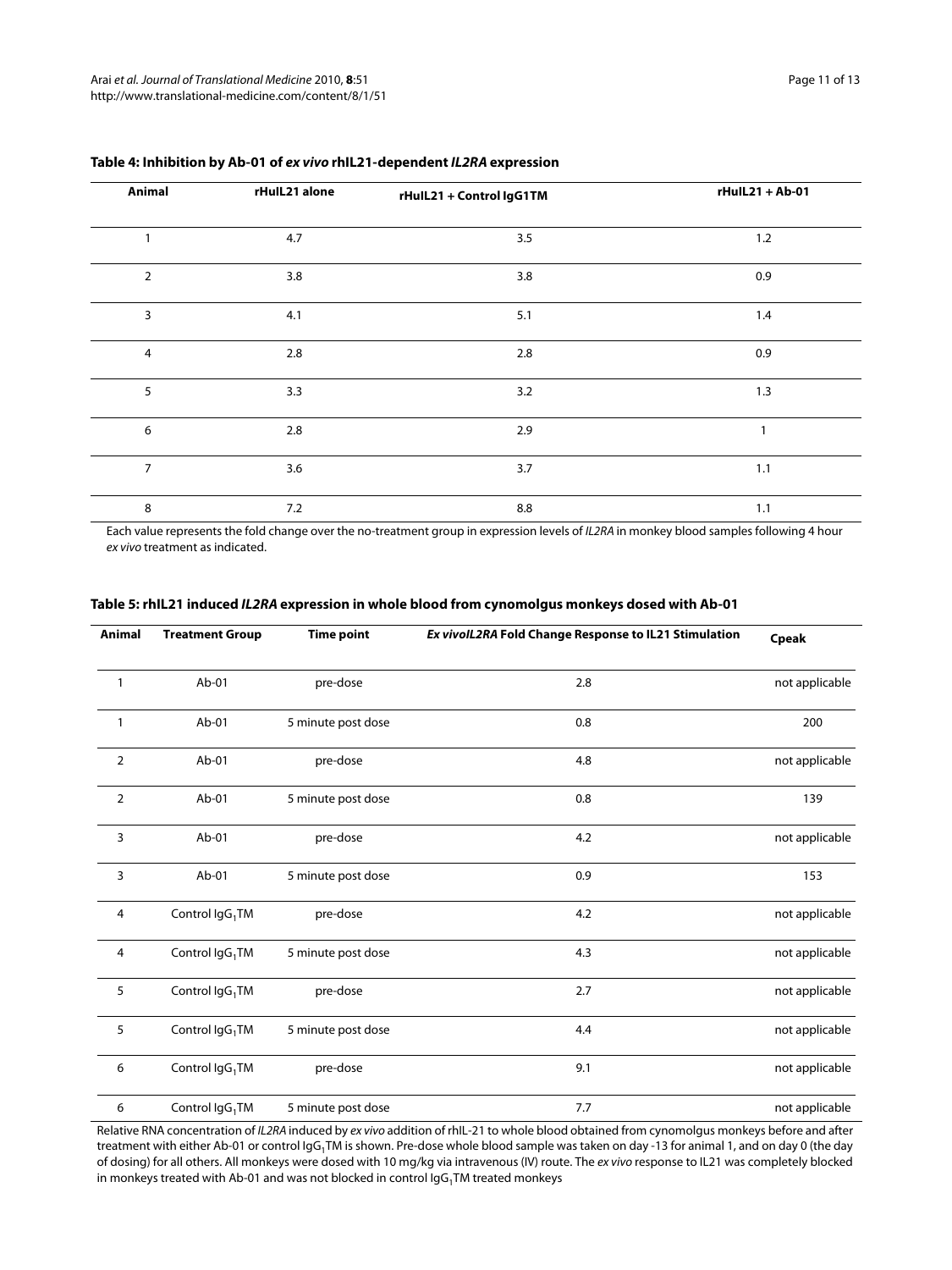**Table 4: Inhibition by Ab-01 of *ex vivo* rhIL21-dependent *IL2RA* expression**

| Animal | rHuIL21 alone | rHuIL21 + Control IgG1TM | rHuIL21 + Ab-01 |
|---|---|---|---|
| 1 | 4.7 | 3.5 | 1.2 |
| 2 | 3.8 | 3.8 | 0.9 |
| 3 | 4.1 | 5.1 | 1.4 |
| 4 | 2.8 | 2.8 | 0.9 |
| 5 | 3.3 | 3.2 | 1.3 |
| 6 | 2.8 | 2.9 | 1 |
| 7 | 3.6 | 3.7 | 1.1 |
| 8 | 7.2 | 8.8 | 1.1 |

Each value represents the fold change over the no-treatment group in expression levels of *IL2RA* in monkey blood samples following 4 hour *ex vivo* treatment as indicated.

**Table 5: rhIL21 induced *IL2RA* expression in whole blood from cynomolgus monkeys dosed with Ab-01**

| Animal | Treatment Group | Time point | *Ex vivo* *IL2RA* Fold Change Response to IL21 Stimulation | Cpeak |
|---|---|---|---|---|
| 1 | Ab-01 | pre-dose | 2.8 | not applicable |
| 1 | Ab-01 | 5 minute post dose | 0.8 | 200 |
| 2 | Ab-01 | pre-dose | 4.8 | not applicable |
| 2 | Ab-01 | 5 minute post dose | 0.8 | 139 |
| 3 | Ab-01 | pre-dose | 4.2 | not applicable |
| 3 | Ab-01 | 5 minute post dose | 0.9 | 153 |
| 4 | Control $IgG_1TM$ | pre-dose | 4.2 | not applicable |
| 4 | Control $IgG_1TM$ | 5 minute post dose | 4.3 | not applicable |
| 5 | Control $IgG_1TM$ | pre-dose | 2.7 | not applicable |
| 5 | Control $IgG_1TM$ | 5 minute post dose | 4.4 | not applicable |
| 6 | Control $IgG_1TM$ | pre-dose | 9.1 | not applicable |
| 6 | Control $IgG_1TM$ | 5 minute post dose | 7.7 | not applicable |

Relative RNA concentration of *IL2RA* induced by *ex vivo* addition of rhIL-21 to whole blood obtained from cynomolgus monkeys before and after treatment with either Ab-01 or control $IgG_1TM$ is shown. Pre-dose whole blood sample was taken on day -13 for animal 1, and on day 0 (the day of dosing) for all others. All monkeys were dosed with 10 mg/kg via intravenous (IV) route. The *ex vivo* response to IL21 was completely blocked in monkeys treated with Ab-01 and was not blocked in control $IgG_1TM$ treated monkeys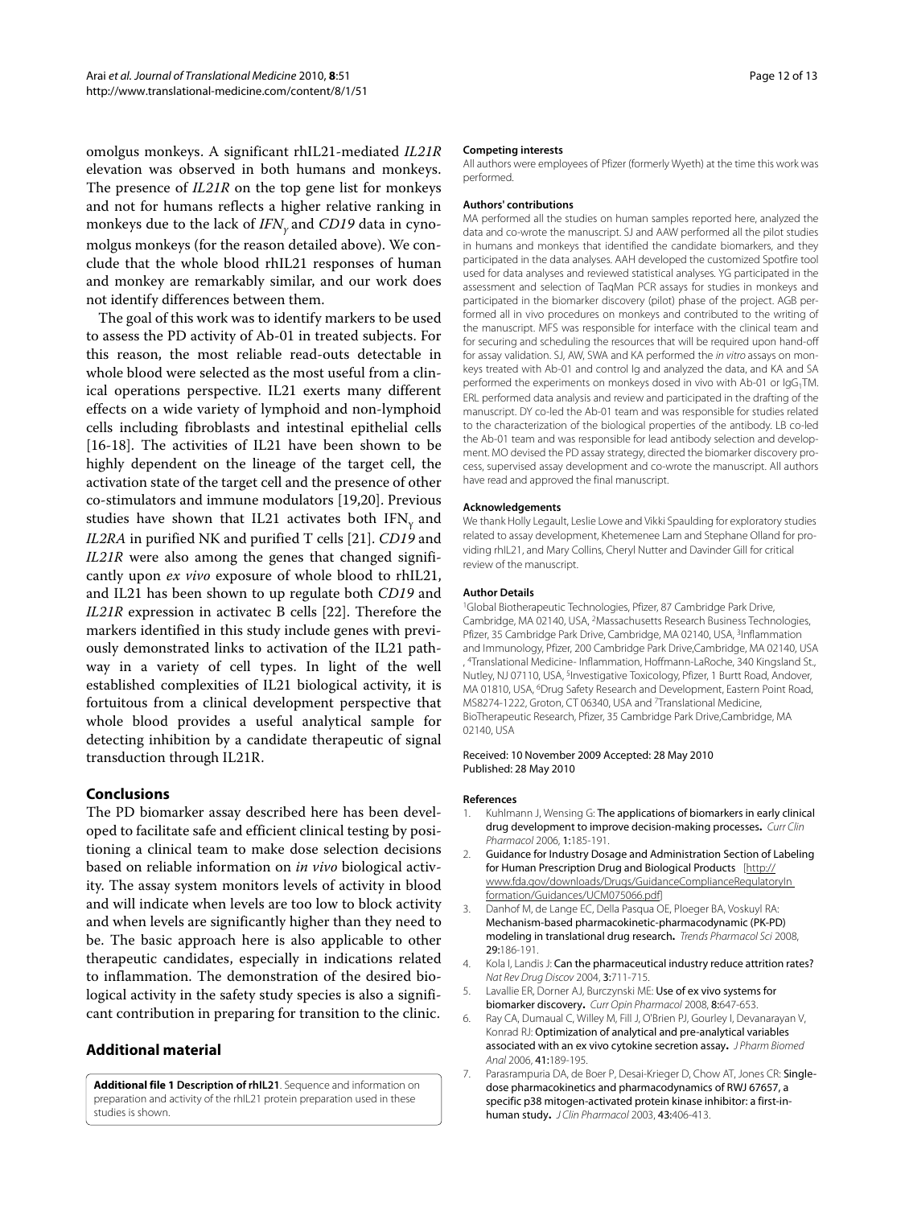omolgus monkeys. A significant rhIL21-mediated *IL21R* elevation was observed in both humans and monkeys. The presence of *IL21R* on the top gene list for monkeys and not for humans reflects a higher relative ranking in monkeys due to the lack of $IFN_{\gamma}$ and *CD19* data in cynomolgus monkeys (for the reason detailed above). We conclude that the whole blood rhIL21 responses of human and monkey are remarkably similar, and our work does not identify differences between them.

The goal of this work was to identify markers to be used to assess the PD activity of Ab-01 in treated subjects. For this reason, the most reliable read-outs detectable in whole blood were selected as the most useful from a clinical operations perspective. IL21 exerts many different effects on a wide variety of lymphoid and non-lymphoid cells including fibroblasts and intestinal epithelial cells [16-18]. The activities of IL21 have been shown to be highly dependent on the lineage of the target cell, the activation state of the target cell and the presence of other co-stimulators and immune modulators [19,20]. Previous studies have shown that IL21 activates both $IFN_{\gamma}$ and *IL2RA* in purified NK and purified T cells [21]. *CD19* and *IL21R* were also among the genes that changed significantly upon *ex vivo* exposure of whole blood to rhIL21, and IL21 has been shown to up regulate both *CD19* and *IL21R* expression in activatec B cells [22]. Therefore the markers identified in this study include genes with previously demonstrated links to activation of the IL21 pathway in a variety of cell types. In light of the well established complexities of IL21 biological activity, it is fortuitous from a clinical development perspective that whole blood provides a useful analytical sample for detecting inhibition by a candidate therapeutic of signal transduction through IL21R.

## Conclusions

The PD biomarker assay described here has been developed to facilitate safe and efficient clinical testing by positioning a clinical team to make dose selection decisions based on reliable information on *in vivo* biological activity. The assay system monitors levels of activity in blood and will indicate when levels are too low to block activity and when levels are significantly higher than they need to be. The basic approach here is also applicable to other therapeutic candidates, especially in indications related to inflammation. The demonstration of the desired biological activity in the safety study species is also a significant contribution in preparing for transition to the clinic.

## Additional material

**Additional file 1 Description of rhIL21**. Sequence and information on preparation and activity of the rhIL21 protein preparation used in these studies is shown.

#### Competing interests

All authors were employees of Pfizer (formerly Wyeth) at the time this work was performed.

#### Authors' contributions

MA performed all the studies on human samples reported here, analyzed the data and co-wrote the manuscript. SJ and AAW performed all the pilot studies in humans and monkeys that identified the candidate biomarkers, and they participated in the data analyses. AAH developed the customized Spotfire tool used for data analyses and reviewed statistical analyses. YG participated in the assessment and selection of TaqMan PCR assays for studies in monkeys and participated in the biomarker discovery (pilot) phase of the project. AGB performed all in vivo procedures on monkeys and contributed to the writing of the manuscript. MFS was responsible for interface with the clinical team and for securing and scheduling the resources that will be required upon hand-off for assay validation. SJ, AW, SWA and KA performed the *in vitro* assays on monkeys treated with Ab-01 and control Ig and analyzed the data, and KA and SA performed the experiments on monkeys dosed in vivo with Ab-01 or $IgG_1$TM. ERL performed data analysis and review and participated in the drafting of the manuscript. DY co-led the Ab-01 team and was responsible for studies related to the characterization of the biological properties of the antibody. LB co-led the Ab-01 team and was responsible for lead antibody selection and development. MO devised the PD assay strategy, directed the biomarker discovery process, supervised assay development and co-wrote the manuscript. All authors have read and approved the final manuscript.

#### Acknowledgements

We thank Holly Legault, Leslie Lowe and Vikki Spaulding for exploratory studies related to assay development, Khetemenee Lam and Stephane Olland for providing rhIL21, and Mary Collins, Cheryl Nutter and Davinder Gill for critical review of the manuscript.

#### Author Details

[1]Global Biotherapeutic Technologies, Pfizer, 87 Cambridge Park Drive, Cambridge, MA 02140, USA, [2]Massachusetts Research Business Technologies, Pfizer, 35 Cambridge Park Drive, Cambridge, MA 02140, USA, [3]Inflammation and Immunology, Pfizer, 200 Cambridge Park Drive,Cambridge, MA 02140, USA , [4]Translational Medicine- Inflammation, Hoffmann-LaRoche, 340 Kingsland St., Nutley, NJ 07110, USA, [5]Investigative Toxicology, Pfizer, 1 Burtt Road, Andover, MA 01810, USA, [6]Drug Safety Research and Development, Eastern Point Road, MS8274-1222, Groton, CT 06340, USA and [7]Translational Medicine, BioTherapeutic Research, Pfizer, 35 Cambridge Park Drive,Cambridge, MA 02140, USA

Received: 10 November 2009 Accepted: 28 May 2010
Published: 28 May 2010

#### References

1. Kuhlmann J, Wensing G: **The applications of biomarkers in early clinical drug development to improve decision-making processes.** *Curr Clin Pharmacol* 2006, **1**:185-191.
2. **Guidance for Industry Dosage and Administration Section of Labeling for Human Prescription Drug and Biological Products** [http://www.fda.gov/downloads/Drugs/GuidanceComplianceRegulatoryInformation/Guidances/UCM075066.pdf]
3. Danhof M, de Lange EC, Della Pasqua OE, Ploeger BA, Voskuyl RA: **Mechanism-based pharmacokinetic-pharmacodynamic (PK-PD) modeling in translational drug research.** *Trends Pharmacol Sci* 2008, **29**:186-191.
4. Kola I, Landis J: **Can the pharmaceutical industry reduce attrition rates?** *Nat Rev Drug Discov* 2004, **3**:711-715.
5. Lavallie ER, Dorner AJ, Burczynski ME: **Use of ex vivo systems for biomarker discovery.** *Curr Opin Pharmacol* 2008, **8**:647-653.
6. Ray CA, Dumaual C, Willey M, Fill J, O'Brien PJ, Gourley I, Devanarayan V, Konrad RJ: **Optimization of analytical and pre-analytical variables associated with an ex vivo cytokine secretion assay.** *J Pharm Biomed Anal* 2006, **41**:189-195.
7. Parasrampuria DA, de Boer P, Desai-Krieger D, Chow AT, Jones CR: **Single-dose pharmacokinetics and pharmacodynamics of RWJ 67657, a specific p38 mitogen-activated protein kinase inhibitor: a first-in-human study.** *J Clin Pharmacol* 2003, **43**:406-413.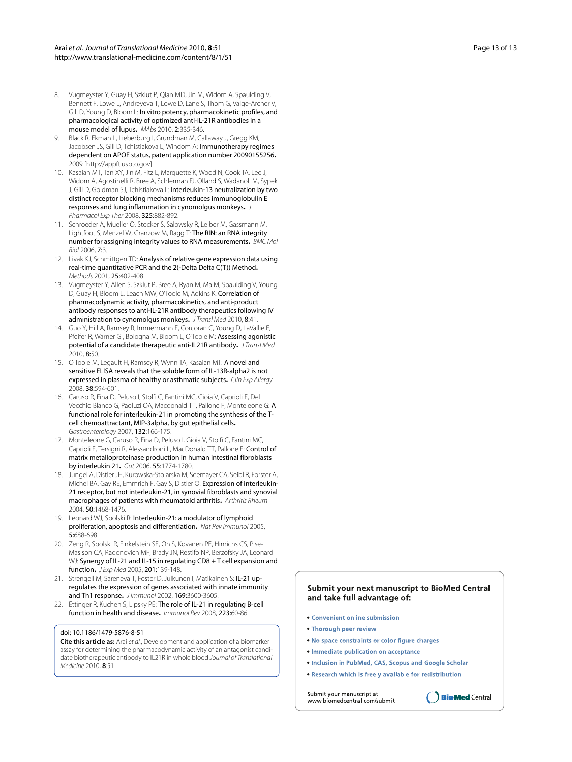8. Vugmeyster Y, Guay H, Szklut P, Qian MD, Jin M, Widom A, Spaulding V, Bennett F, Lowe L, Andreyeva T, Lowe D, Lane S, Thom G, Valge-Archer V, Gill D, Young D, Bloom L: **In vitro potency, pharmacokinetic profiles, and pharmacological activity of optimized anti-IL-21R antibodies in a mouse model of lupus.** *MAbs* 2010, **2**:335-346.
9. Black R, Ekman L, Lieberburg I, Grundman M, Callaway J, Gregg KM, Jacobsen JS, Gill D, Tchistiakova L, Windom A: **Immunotherapy regimes dependent on APOE status, patent application number 20090155256.** 2009 [http://appft.uspto.gov].
10. Kasaian MT, Tan XY, Jin M, Fitz L, Marquette K, Wood N, Cook TA, Lee J, Widom A, Agostinelli R, Bree A, Schlerman FJ, Olland S, Wadanoli M, Sypek J, Gill D, Goldman SJ, Tchistiakova L: **Interleukin-13 neutralization by two distinct receptor blocking mechanisms reduces immunoglobulin E responses and lung inflammation in cynomolgus monkeys.** *J Pharmacol Exp Ther* 2008, **325**:882-892.
11. Schroeder A, Mueller O, Stocker S, Salowsky R, Leiber M, Gassmann M, Lightfoot S, Menzel W, Granzow M, Ragg T: **The RIN: an RNA integrity number for assigning integrity values to RNA measurements.** *BMC Mol Biol* 2006, **7**:3.
12. Livak KJ, Schmittgen TD: **Analysis of relative gene expression data using real-time quantitative PCR and the 2(-Delta Delta C(T)) Method.** *Methods* 2001, **25**:402-408.
13. Vugmeyster Y, Allen S, Szklut P, Bree A, Ryan M, Ma M, Spaulding V, Young D, Guay H, Bloom L, Leach MW, O'Toole M, Adkins K: **Correlation of pharmacodynamic activity, pharmacokinetics, and anti-product antibody responses to anti-IL-21R antibody therapeutics following IV administration to cynomolgus monkeys.** *J Transl Med* 2010, **8**:41.
14. Guo Y, Hill A, Ramsey R, Immermann F, Corcoran C, Young D, LaVallie E, Pfeifer R, Warner G , Bologna M, Bloom L, O'Toole M: **Assessing agonistic potential of a candidate therapeutic anti-IL21R antibody.** *J Transl Med* 2010, **8**:50.
15. O'Toole M, Legault H, Ramsey R, Wynn TA, Kasaian MT: **A novel and sensitive ELISA reveals that the soluble form of IL-13R-alpha2 is not expressed in plasma of healthy or asthmatic subjects.** *Clin Exp Allergy* 2008, **38**:594-601.
16. Caruso R, Fina D, Peluso I, Stolfi C, Fantini MC, Gioia V, Caprioli F, Del Vecchio Blanco G, Paoluzi OA, Macdonald TT, Pallone F, Monteleone G: **A functional role for interleukin-21 in promoting the synthesis of the T-cell chemoattractant, MIP-3alpha, by gut epithelial cells.** *Gastroenterology* 2007, **132**:166-175.
17. Monteleone G, Caruso R, Fina D, Peluso I, Gioia V, Stolfi C, Fantini MC, Caprioli F, Tersigni R, Alessandroni L, MacDonald TT, Pallone F: **Control of matrix metalloproteinase production in human intestinal fibroblasts by interleukin 21.** *Gut* 2006, **55**:1774-1780.
18. Jungel A, Distler JH, Kurowska-Stolarska M, Seemayer CA, Seibl R, Forster A, Michel BA, Gay RE, Emmrich F, Gay S, Distler O: **Expression of interleukin-21 receptor, but not interleukin-21, in synovial fibroblasts and synovial macrophages of patients with rheumatoid arthritis.** *Arthritis Rheum* 2004, **50**:1468-1476.
19. Leonard WJ, Spolski R: **Interleukin-21: a modulator of lymphoid proliferation, apoptosis and differentiation.** *Nat Rev Immunol* 2005, **5**:688-698.
20. Zeng R, Spolski R, Finkelstein SE, Oh S, Kovanen PE, Hinrichs CS, Pise-Masison CA, Radonovich MF, Brady JN, Restifo NP, Berzofsky JA, Leonard WJ: **Synergy of IL-21 and IL-15 in regulating CD8 + T cell expansion and function.** *J Exp Med* 2005, **201**:139-148.
21. Strengell M, Sareneva T, Foster D, Julkunen I, Matikainen S: **IL-21 up-regulates the expression of genes associated with innate immunity and Th1 response.** *J Immunol* 2002, **169**:3600-3605.
22. Ettinger R, Kuchen S, Lipsky PE: **The role of IL-21 in regulating B-cell function in health and disease.** *Immunol Rev* 2008, **223**:60-86.

doi: 10.1186/1479-5876-8-51

**Cite this article as:** Arai *et al.*, Development and application of a biomarker assay for determining the pharmacodynamic activity of an antagonist candidate biotherapeutic antibody to IL21R in whole blood *Journal of Translational Medicine* 2010, **8**:51

**Submit your next manuscript to BioMed Central and take full advantage of:**

- Convenient online submission
- Thorough peer review
- No space constraints or color figure charges
- Immediate publication on acceptance
- Inclusion in PubMed, CAS, Scopus and Google Scholar
- Research which is freely available for redistribution

Submit your manuscript at www.biomedcentral.com/submit

BioMed Central